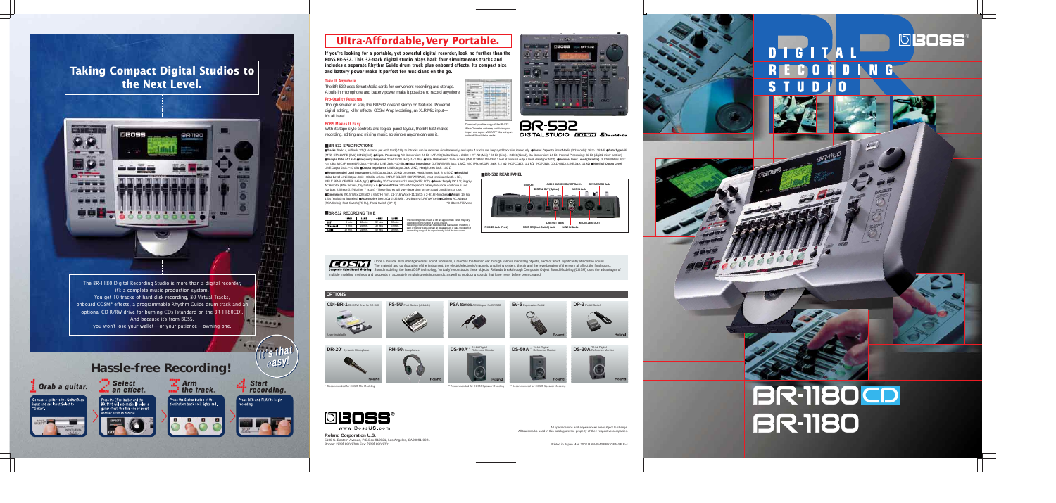# Taking Compact Digital Studios to the Next Level.

The BR-1180 Digital Recording Studio is more than a digital recorder, it's a complete music production system. You get 10 tracks of hard disk recording, 80 Virtual Tracks, onboard COSM® effects, a programmable Rhythm Guide drum track and an optional CD-R/RW drive for burning CDs (standard on the BR-1180CD). And because it's from BOSS, you won't lose your wallet—or your patience—owning one.

## Hassle-free Recording!

It's that easy!

1. **Grab a guitar.** Connect a guitar to the Guitar/Bass Input and set Select to "Guitar".
2. **Select an effect.** Press the Effect button and the BR-1180 will automatically select a guitar effect. Use the dial to select another patch as desired.
3. **Arm the track.** Press the Status button of the destination track so it lights red.
4. **Start recording.** Press REC and PLAY to begin recording.

# Ultra-Affordable, Very Portable.

**If you're looking for a portable, yet powerful digital recorder, look no further than the BOSS BR-532. This 32-track digital studio plays back four simultaneous tracks and includes a separate Rhythm Guide drum track plus onboard effects. Its compact size and battery power make it perfect for musicians on the go.**

### Take It Anywhere

The BR-532 uses SmartMedia cards for convenient recording and storage. A built-in microphone and battery power make it possible to record anywhere.

### Pro-Quality Features

Though smaller in size, the BR-532 doesn't skimp on features. Powerful digital editing, killer effects, COSM Amp Modeling, an XLR Mic input—it's all here!

### BOSS Makes It Easy

With its tape-style controls and logical panel layout, the BR-532 makes recording, editing and mixing music so simple anyone can use it.

Download your free copy of the BR-532 Wave Converter software, which lets you import and export .WAV/AIFF files using an optional SmartMedia reader.

BR-532 DIGITAL STUDIO

### ■BR-532 SPECIFICATIONS

●**Tracks** Track: 4, V-Track: 32 (8 V-tracks per each track) * Up to 2 tracks can be recorded simultaneously, and up to 4 tracks can be played back simultaneously. ●**Useful Capacity** SmartMedia (3.3 V only): 16 to 128 MB ●**Data Type** HiFi (MT2) STANDARD (LV1) LONG (LV2) ●**Signal Processing** AD Conversion: 24 bit + AF-AD (Guitar/Bass) / 24 bit + AF-AD (Mic) / 20 bit (Line) / 24 bit (Simul), DA Conversion: 24 bit , Internal Processing: 32 bit (digital mixer section) ●**Sample Rate** 44.1 kHz ●**Frequency Response** 20 Hz to 20 kHz (+1/-3 dB) ●**Total Distortion** 0.15 % or less (INPUT SENS: CENTER, 1 kHz at nominal output level, data type: MT2) ●**Nominal Input Level (Variable)** GUITAR/BASS Jack: -20 dBu, MIC (Phone/XLR) Jack: -50 dBu, LINE Jack: -10 dBu ●**Input Impedance** GUITAR/BASS Jack: 1 MΩ, MIC (Phone/XLR) Jack: 2.2 kΩ (HOT-COLD), 1.1 kΩ (HOT-GND, COLD-GND), LINE Jack: 14 kΩ ●**Nominal Output Level** LINE Output Jack: -10 dBu ●**Output Impedance** LINE Output Jack: 2 kΩ, Headphones Jack: 100 Ω ●**Recommended Load Impedance** LINE Output Jack: 20 kΩ or greater, Headphones Jack: 8 to 50 Ω ●**Residual Noise Level** LINE Output Jack: -83 dBu or less (INPUT SELECT: GUITAR/BASS, input terminated with 1 kΩ, INPUT SENS: CENTER, IHF-A, typ.) ●**Display** 20 Characters x 2 Lines (Backlit LCD) ●**Power Supply** DC 9 V: Supply AC Adaptor (PSA Series), Dry battery x 6 ●**Current Draw** 250 mA *Expected battery life under continuous use (Carbon: 2.5 hours), (Alkaline: 7 hours) *These figures will vary depending on the actual conditions of use. ●**Dimensions** 290.0(W) x 233.0(D) x 66.0(H) mm, 11-7/16(W) x 9-3/16(D) x 2-5/16(H) inches ●**Weight** 1.9 kg/ 4 lbs (excluding Batteries) ●**Accessories** Demo Card (32 MB), Dry Battery (LR6(AA)) x 6 ●**Options** AC Adaptor (PSA Series), Foot Switch (FS-5U), Pedal Switch (DP-2) *0 dBu=0.775 Vrms

### ■BR-532 RECORDING TIME

| | 16MB | 32MB | 64MB | 128MB |
|---|---|---|---|---|
| HiFi | 8 min | 16 min | 33 min | 66 min |
| Standard | 10 min | 20 min | 41 min | 82 min |
| Long | 12 min | 24 min | 49 min | 99 min |

* The recording times shown at left are approximate. Times may vary depending on the number of songs created.
* Recording times shown are the total for all tracks used. Therefore, if each of the four tracks contain an equal amount of data, the length of the resulting song will be approximately 1/4 of the times shown.

### ■BR-532 REAR PANEL

BUS OUT · AUDIO SUB MIX ON/OFF Switch · GUITAR/BASS Jack · DIGITAL OUT (Optical) · MIC IN Jack · LINE OUT Jacks · MIC IN Jack (XLR) · PHONES Jack (Front) · FOOT SW (Foot Switch) Jack · LINE IN Jacks

**COSM** Composite Object Sound Modeling

Once a musical instrument generates sound vibrations, it reaches the human ear through various mediating objects, each of which significantly affects the sound. The material and configuration of the instrument, the electric/electronic/magnetic amplifying system, the air and the reverberation of the room all affect the final sound. Sound modeling, the latest DSP technology, "virtually"reconstructs these objects. Roland's breakthrough Composite Object Sound Modeling (COSM) uses the advantages of multiple modeling methods and succeeds in accurately emulating existing sounds, as well as producing sounds that have never been created before.

## OPTIONS

- **CDI-BR-1** CD-R/RW Drive for BR-1180 (User installable)
- **FS-5U** Foot Switch (Unlatch)
- **PSA Series** AC Adaptor for BR-532
- **EV-5** Expression Pedal
- **DP-2** Pedal Switch
- **DR-20*** Dynamic Microphone
- **RH-50** Headphones
- **DS-90A**** 24-bit Digital Reference Monitor
- **DS-50A**** 24-bit Digital Reference Monitor
- **DS-30A** 24-bit Digital Reference Monitor

\* Recommended for COSM Mic Modeling  ** Recommended for COSM Speaker Modeling  ** Recommended for COSM Speaker Modeling

BOSS®
www.BossUS.com

**Roland Corporation U.S.**
5100 S. Eastern Avenue, P.O.Box 910921, Los Angeles, CA90091-0921
Phone: (323) 890-3700 Fax: (323) 890-3701

All specifications and appearances are subject to change.
All trademarks used in this catalog are the property of their respective companies.

Printed in Japan Mar. 2002 RAM-3943 BRK-GEN-5E B-4

BOSS®

# DIGITAL RECORDING STUDIO

# BR-1180CD
# BR-1180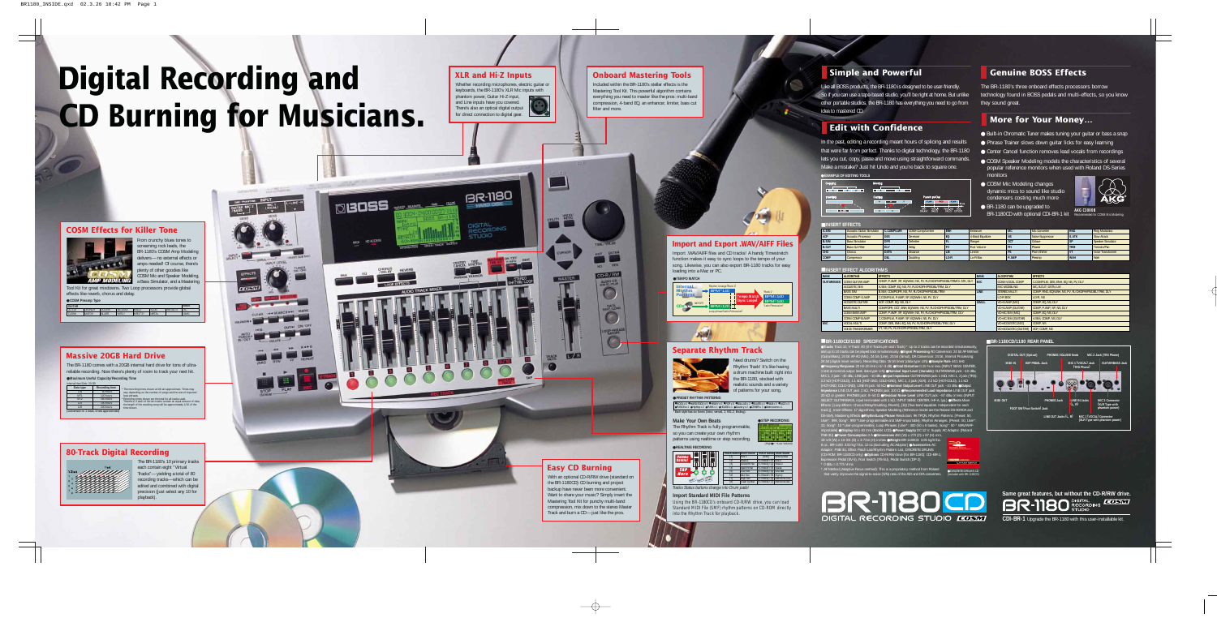# Digital Recording and CD Burning for Musicians.

## XLR and Hi-Z Inputs

Whether recording microphones, electric guitar or keyboards, the BR-1180's XLR Mic inputs with phantom power, Guitar Hi-Z input, and Line inputs have you covered. There's also an optical digital output for direct connection to digital gear.

## Onboard Mastering Tools

Included within the BR-1180's stellar effects is the Mastering Tool Kit. This powerful algorithm contains everything you need to master like the pros: multi-band compression, 4-band EQ, an enhancer, limiter, bass cut filter and more.

## COSM Effects for Killer Tone

From crunchy blues tones to screaming rock leads, the BR-1180's COSM Amp Modeling delivers—no external effects or amps needed! Of course, there's plenty of other goodies like COSM Mic and Speaker Modeling, a Bass Simulator, and a Mastering Tool Kit for great mixdowns. Two Loop processors provide global effects like reverb, chorus and delay.

●COSM Preamp Type

## Massive 20GB Hard Drive

The BR-1180 comes with a 20GB internal hard drive for tons of ultra-reliable recording. Now there's plenty of room to track your next hit.

●Maximum Useful Capacity/Recording Time

## 80-Track Digital Recording

The BR-1180's 10 primary tracks each contain eight "Virtual Tracks"—yielding a total of 80 recording tracks—which can be edited and combined with digital precision (just select any 10 for playback).

## Import and Export .WAV/AIFF Files

Import .WAV/AIFF files and CD tracks! A handy Timestretch function makes it easy to sync loops to the tempo of your song. Likewise, you can also export BR-1180 tracks for easy loading into a Mac or PC.

●TEMPO MATCH

## Separate Rhythm Track

Need drums? Switch on the Rhythm Track! It's like having a drum machine built right into the BR-1180, stocked with realistic sounds and a variety of patterns for your song.

●PRESET RHYTHM PATTERNS

### Make Your Own Beats

The Rhythm Track is fully programmable, so you can create your own rhythm patterns using realtime or step recording.

●REALTIME RECORDING

●STEP RECORDING

### Import Standard MIDI File Patterns

Using the BR-1180CD's onboard CD-R/RW drive, you can load Standard MIDI File (SMF) rhythm patterns on CD-ROM directly into the Rhythm Track for playback.

## Easy CD Burning

With an optional CD-R/RW drive (standard on the BR-1180CD) CD burning and project backup have never been more convenient. Want to share your music? Simply insert the Mastering Tool Kit for punchy multi-band compression, mix down to the stereo Master Track and burn a CD—just like the pros.

## Simple and Powerful

Like all BOSS products, the BR-1180 is designed to be user-friendly. So if you can use a tape-based studio, you'll be right at home. But unlike other portable studios, the BR-1180 has everything you need to go from idea to mastered CD.

## Edit with Confidence

In the past, editing a recording meant hours of splicing and results that were far from perfect. Thanks to digital technology, the BR-1180 lets you cut, copy, paste and move using straightforward commands. Make a mistake? Just hit Undo and you're back to square one.

●EXAMPLE OF EDITING TOOLS

## Genuine BOSS Effects

The BR-1180's three onboard effects processors borrow technology found in BOSS pedals and multi-effects, so you know they sound great.

## More for Your Money…

- Built-in Chromatic Tuner makes tuning your guitar or bass a snap
- Phrase Trainer slows down guitar licks for easy learning
- Center Cancel function removes lead vocals from recordings
- COSM Speaker Modeling models the characteristics of several popular reference monitors when used with Roland DS-Series monitors
- COSM Mic Modeling changes dynamic mics to sound like studio condensers costing much more
- BR-1180 can be upgraded to BR-1180CD with optional CDI-BR-1 kit.

AKG C3000B — Recommended for COSM Mic Modeling

■INSERT EFFECTS

■INSERT EFFECT ALGORITHMS

■BR-1180/CD/1180 SPECIFICATIONS

■BR-1180/CD/1180 REAR PANEL

DIGITAL OUT (Optical) · PHONES VOLUME Knob · MIC 2 Jack (TRS Phone) · RSS IN · EXP PEDAL Jack · MIC 1 / VOCAL Jack (TRS Phone) · GUITAR/BASS Jack · RSS OUT · FOOT SW (Punch In/Out) Jack · PHONES Jack · LINE IN Jacks L, R · MIC 2 Connector (XLR Type with phantom power) · LINE OUT Jacks L, R · MIC 1/VOCAL Connector (XLR Type with phantom power)

# BR-1180CD
DIGITAL RECORDING STUDIO COSM

Same great features, but without the CD-R/RW drive.

# BR-1180
DIGITAL RECORDING STUDIO COSM

CDI-BR-1 Upgrade the BR-1180 with this user-installable kit.